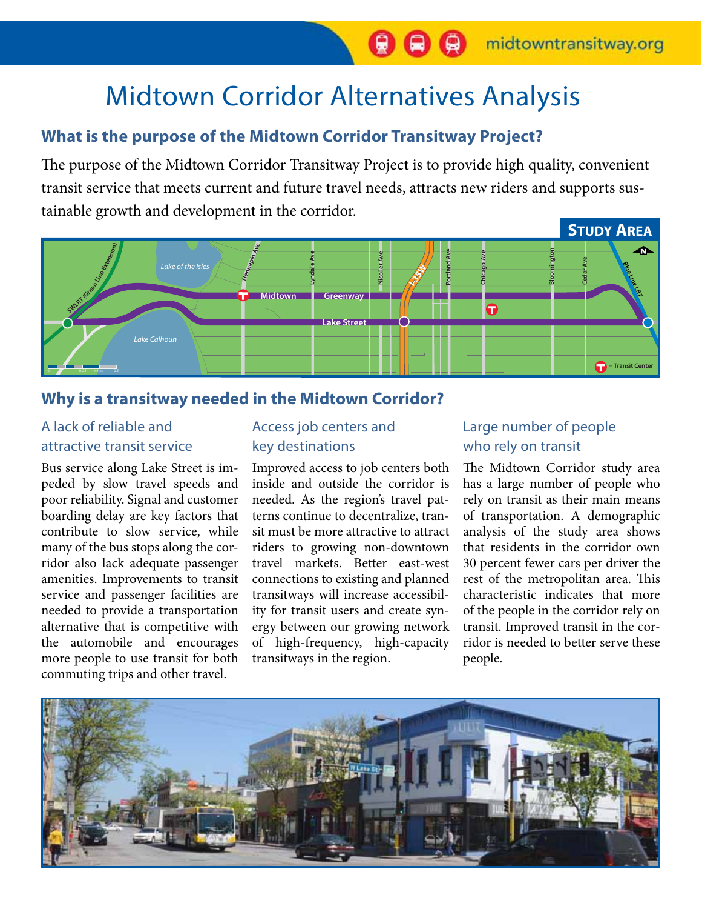# Midtown Corridor Alternatives Analysis

## What is the purpose of the Midtown Corridor Transitway Project?

The purpose of the Midtown Corridor Transitway Project is to provide high quality, convenient transit service that meets current and future travel needs, attracts new riders and supports sustainable growth and development in the corridor.

**Study Area**

## Why is a transitway needed in the Midtown Corridor?

### A lack of reliable and attractive transit service

Bus service along Lake Street is impeded by slow travel speeds and poor reliability. Signal and customer boarding delay are key factors that contribute to slow service, while many of the bus stops along the corridor also lack adequate passenger amenities. Improvements to transit service and passenger facilities are needed to provide a transportation alternative that is competitive with the automobile and encourages more people to use transit for both commuting trips and other travel.

### Access job centers and key destinations

Improved access to job centers both inside and outside the corridor is needed. As the region's travel patterns continue to decentralize, transit must be more attractive to attract riders to growing non-downtown travel markets. Better east-west connections to existing and planned transitways will increase accessibility for transit users and create synergy between our growing network of high-frequency, high-capacity transitways in the region.

### Large number of people who rely on transit

The Midtown Corridor study area has a large number of people who rely on transit as their main means of transportation. A demographic analysis of the study area shows that residents in the corridor own 30 percent fewer cars per driver the rest of the metropolitan area. This characteristic indicates that more of the people in the corridor rely on transit. Improved transit in the corridor is needed to better serve these people.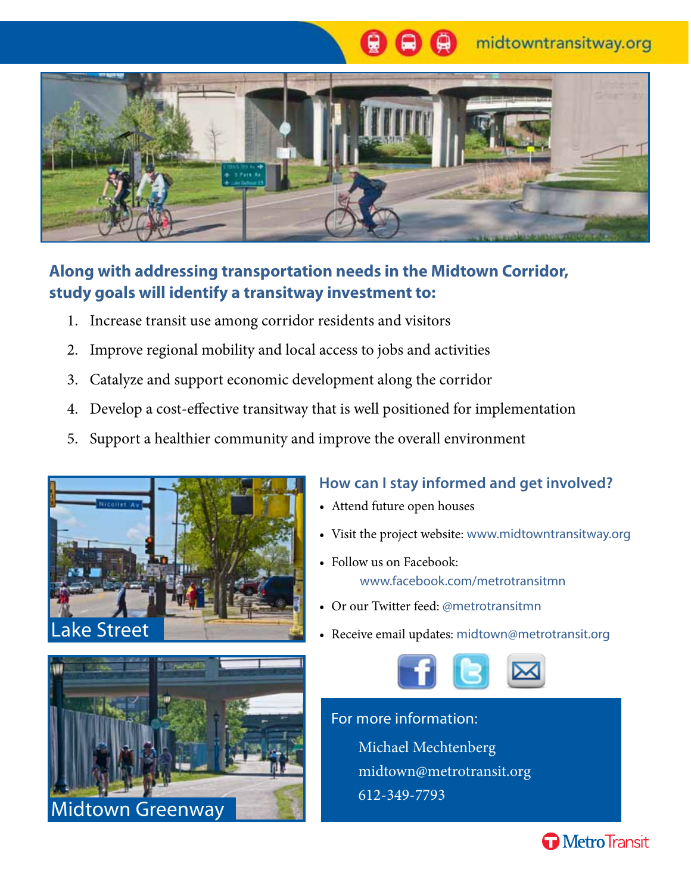midtowntransitway.org

**Along with addressing transportation needs in the Midtown Corridor, study goals will identify a transitway investment to:**

1. Increase transit use among corridor residents and visitors
2. Improve regional mobility and local access to jobs and activities
3. Catalyze and support economic development along the corridor
4. Develop a cost-effective transitway that is well positioned for implementation
5. Support a healthier community and improve the overall environment

Lake Street

Midtown Greenway

### How can I stay informed and get involved?

- Attend future open houses
- Visit the project website: www.midtowntransitway.org
- Follow us on Facebook: www.facebook.com/metrotransitmn
- Or our Twitter feed: @metrotransitmn
- Receive email updates: midtown@metrotransit.org

For more information:

Michael Mechtenberg
midtown@metrotransit.org
612-349-7793

Metro Transit